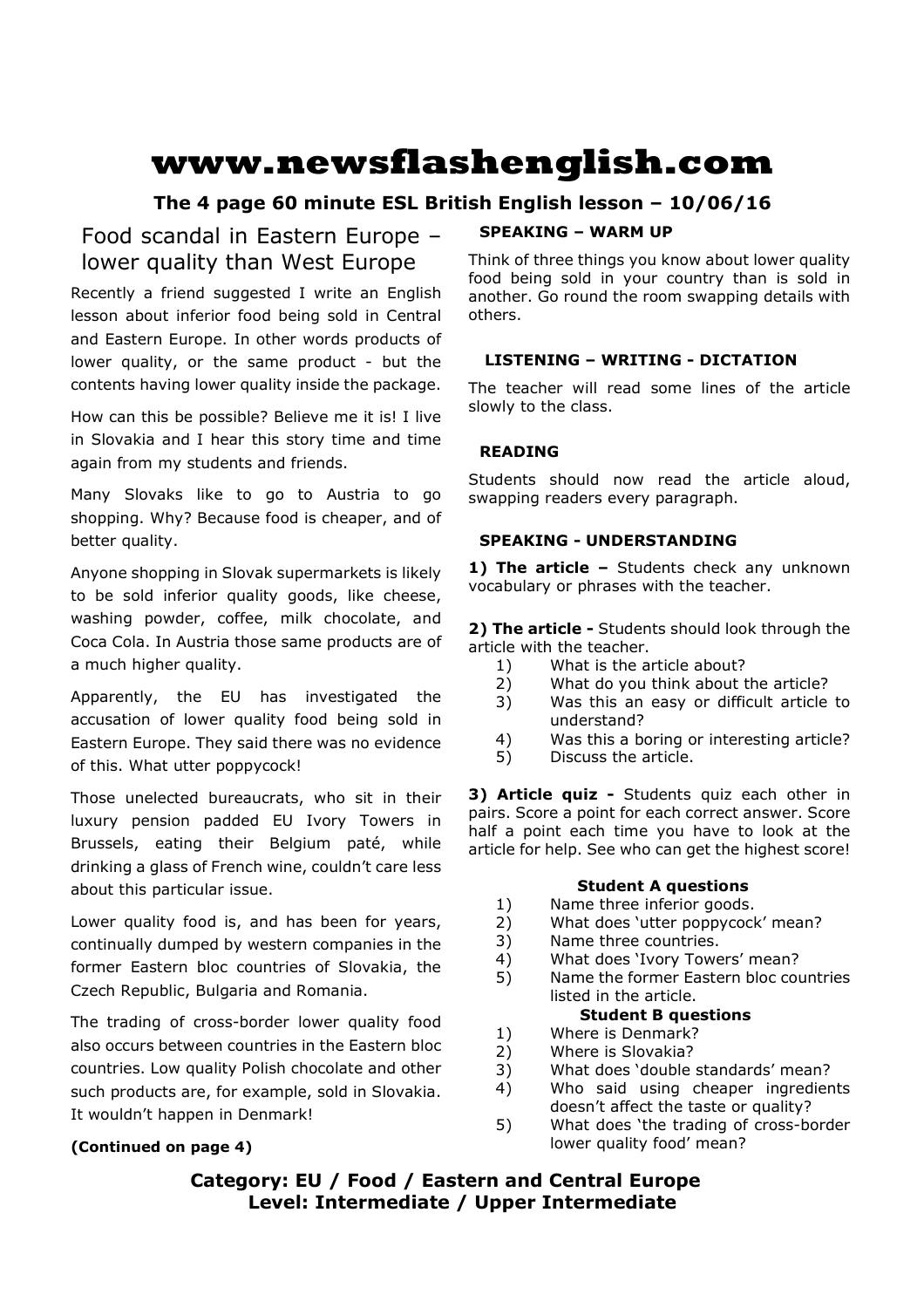# www.newsflashenglish.com

**The 4 page 60 minute ESL British English lesson – 10/06/16**

## Food scandal in Eastern Europe – lower quality than West Europe

Recently a friend suggested I write an English lesson about inferior food being sold in Central and Eastern Europe. In other words products of lower quality, or the same product - but the contents having lower quality inside the package.

How can this be possible? Believe me it is! I live in Slovakia and I hear this story time and time again from my students and friends.

Many Slovaks like to go to Austria to go shopping. Why? Because food is cheaper, and of better quality.

Anyone shopping in Slovak supermarkets is likely to be sold inferior quality goods, like cheese, washing powder, coffee, milk chocolate, and Coca Cola. In Austria those same products are of a much higher quality.

Apparently, the EU has investigated the accusation of lower quality food being sold in Eastern Europe. They said there was no evidence of this. What utter poppycock!

Those unelected bureaucrats, who sit in their luxury pension padded EU Ivory Towers in Brussels, eating their Belgium paté, while drinking a glass of French wine, couldn't care less about this particular issue.

Lower quality food is, and has been for years, continually dumped by western companies in the former Eastern bloc countries of Slovakia, the Czech Republic, Bulgaria and Romania.

The trading of cross-border lower quality food also occurs between countries in the Eastern bloc countries. Low quality Polish chocolate and other such products are, for example, sold in Slovakia. It wouldn't happen in Denmark!

**(Continued on page 4)**

### SPEAKING – WARM UP

Think of three things you know about lower quality food being sold in your country than is sold in another. Go round the room swapping details with others.

### LISTENING – WRITING - DICTATION

The teacher will read some lines of the article slowly to the class.

### READING

Students should now read the article aloud, swapping readers every paragraph.

### SPEAKING - UNDERSTANDING

**1) The article –** Students check any unknown vocabulary or phrases with the teacher.

**2) The article -** Students should look through the article with the teacher.

1) What is the article about?
2) What do you think about the article?
3) Was this an easy or difficult article to understand?
4) Was this a boring or interesting article?
5) Discuss the article.

**3) Article quiz -** Students quiz each other in pairs. Score a point for each correct answer. Score half a point each time you have to look at the article for help. See who can get the highest score!

**Student A questions**

1) Name three inferior goods.
2) What does 'utter poppycock' mean?
3) Name three countries.
4) What does 'Ivory Towers' mean?
5) Name the former Eastern bloc countries listed in the article.

**Student B questions**

1) Where is Denmark?
2) Where is Slovakia?
3) What does 'double standards' mean?
4) Who said using cheaper ingredients doesn't affect the taste or quality?
5) What does 'the trading of cross-border lower quality food' mean?

**Category: EU / Food / Eastern and Central Europe**
**Level: Intermediate / Upper Intermediate**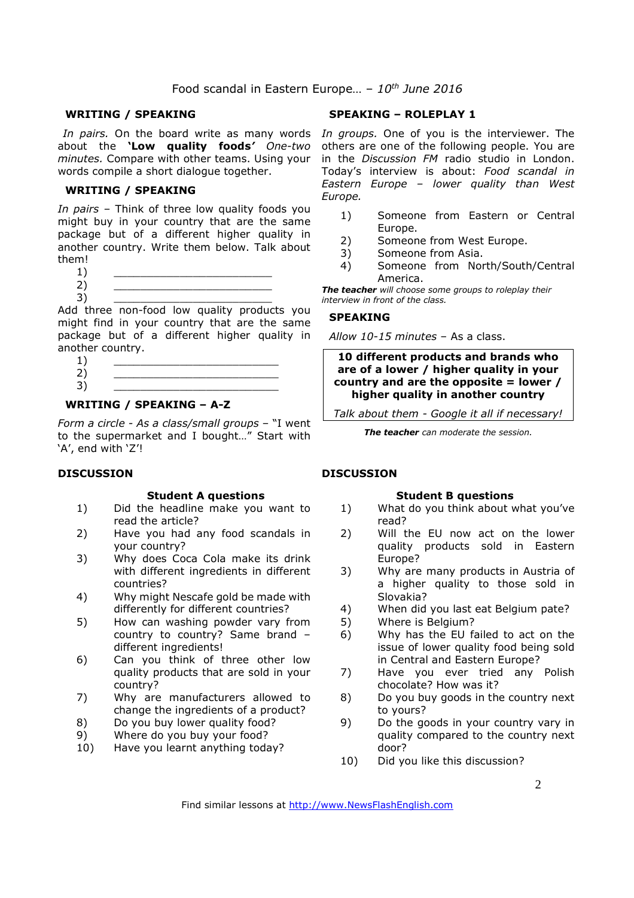Food scandal in Eastern Europe… – *10th June 2016*

### WRITING / SPEAKING

*In pairs.* On the board write as many words about the **'Low quality foods'** *One-two minutes.* Compare with other teams. Using your words compile a short dialogue together.

### WRITING / SPEAKING

*In pairs* – Think of three low quality foods you might buy in your country that are the same package but of a different higher quality in another country. Write them below. Talk about them!

1) ________________________
2) ________________________
3) ________________________

Add three non-food low quality products you might find in your country that are the same package but of a different higher quality in another country.

1) ________________________
2) ________________________
3) ________________________

### WRITING / SPEAKING – A-Z

*Form a circle - As a class/small groups* – "I went to the supermarket and I bought…" Start with 'A', end with 'Z'!

### SPEAKING – ROLEPLAY 1

*In groups.* One of you is the interviewer. The others are one of the following people. You are in the *Discussion FM* radio studio in London. Today's interview is about: *Food scandal in Eastern Europe – lower quality than West Europe.*

1) Someone from Eastern or Central Europe.
2) Someone from West Europe.
3) Someone from Asia.
4) Someone from North/South/Central America.

***The teacher*** *will choose some groups to roleplay their interview in front of the class.*

### SPEAKING

*Allow 10-15 minutes* – As a class.

| **10 different products and brands who are of a lower / higher quality in your country and are the opposite = lower / higher quality in another country** |
|---|
| *Talk about them - Google it all if necessary!* |

***The teacher*** *can moderate the session.*

### DISCUSSION

**Student A questions**

1) Did the headline make you want to read the article?
2) Have you had any food scandals in your country?
3) Why does Coca Cola make its drink with different ingredients in different countries?
4) Why might Nescafe gold be made with differently for different countries?
5) How can washing powder vary from country to country? Same brand – different ingredients!
6) Can you think of three other low quality products that are sold in your country?
7) Why are manufacturers allowed to change the ingredients of a product?
8) Do you buy lower quality food?
9) Where do you buy your food?
10) Have you learnt anything today?

### DISCUSSION

**Student B questions**

1) What do you think about what you've read?
2) Will the EU now act on the lower quality products sold in Eastern Europe?
3) Why are many products in Austria of a higher quality to those sold in Slovakia?
4) When did you last eat Belgium pate?
5) Where is Belgium?
6) Why has the EU failed to act on the issue of lower quality food being sold in Central and Eastern Europe?
7) Have you ever tried any Polish chocolate? How was it?
8) Do you buy goods in the country next to yours?
9) Do the goods in your country vary in quality compared to the country next door?
10) Did you like this discussion?

Find similar lessons at http://www.NewsFlashEnglish.com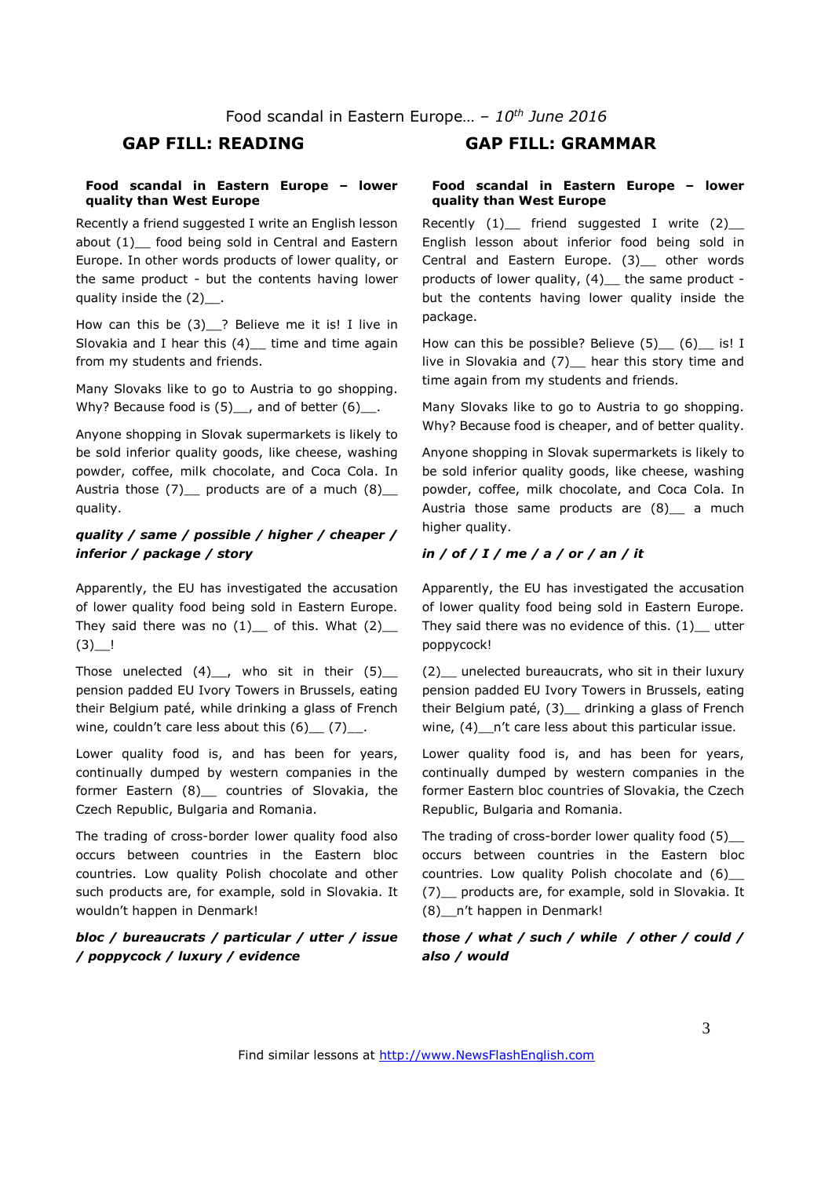Food scandal in Eastern Europe… – *10th June 2016*

## GAP FILL: READING

**Food scandal in Eastern Europe – lower quality than West Europe**

Recently a friend suggested I write an English lesson about (1)__ food being sold in Central and Eastern Europe. In other words products of lower quality, or the same product - but the contents having lower quality inside the (2)__.

How can this be (3)__? Believe me it is! I live in Slovakia and I hear this (4)__ time and time again from my students and friends.

Many Slovaks like to go to Austria to go shopping. Why? Because food is (5)__, and of better (6)__.

Anyone shopping in Slovak supermarkets is likely to be sold inferior quality goods, like cheese, washing powder, coffee, milk chocolate, and Coca Cola. In Austria those (7)__ products are of a much (8)__ quality.

***quality / same / possible / higher / cheaper / inferior / package / story***

Apparently, the EU has investigated the accusation of lower quality food being sold in Eastern Europe. They said there was no (1)__ of this. What (2)__ (3)__!

Those unelected (4)__, who sit in their (5)__ pension padded EU Ivory Towers in Brussels, eating their Belgium paté, while drinking a glass of French wine, couldn't care less about this (6)__ (7)__.

Lower quality food is, and has been for years, continually dumped by western companies in the former Eastern (8)__ countries of Slovakia, the Czech Republic, Bulgaria and Romania.

The trading of cross-border lower quality food also occurs between countries in the Eastern bloc countries. Low quality Polish chocolate and other such products are, for example, sold in Slovakia. It wouldn't happen in Denmark!

***bloc / bureaucrats / particular / utter / issue / poppycock / luxury / evidence***

## GAP FILL: GRAMMAR

**Food scandal in Eastern Europe – lower quality than West Europe**

Recently (1)__ friend suggested I write (2)__ English lesson about inferior food being sold in Central and Eastern Europe. (3)__ other words products of lower quality, (4)__ the same product - but the contents having lower quality inside the package.

How can this be possible? Believe (5)__ (6)__ is! I live in Slovakia and (7)__ hear this story time and time again from my students and friends.

Many Slovaks like to go to Austria to go shopping. Why? Because food is cheaper, and of better quality.

Anyone shopping in Slovak supermarkets is likely to be sold inferior quality goods, like cheese, washing powder, coffee, milk chocolate, and Coca Cola. In Austria those same products are (8)__ a much higher quality.

***in / of / I / me / a / or / an / it***

Apparently, the EU has investigated the accusation of lower quality food being sold in Eastern Europe. They said there was no evidence of this. (1)__ utter poppycock!

(2)__ unelected bureaucrats, who sit in their luxury pension padded EU Ivory Towers in Brussels, eating their Belgium paté, (3)__ drinking a glass of French wine, (4)__n't care less about this particular issue.

Lower quality food is, and has been for years, continually dumped by western companies in the former Eastern bloc countries of Slovakia, the Czech Republic, Bulgaria and Romania.

The trading of cross-border lower quality food (5)__ occurs between countries in the Eastern bloc countries. Low quality Polish chocolate and (6)__ (7)__ products are, for example, sold in Slovakia. It (8)__n't happen in Denmark!

***those / what / such / while / other / could / also / would***

Find similar lessons at http://www.NewsFlashEnglish.com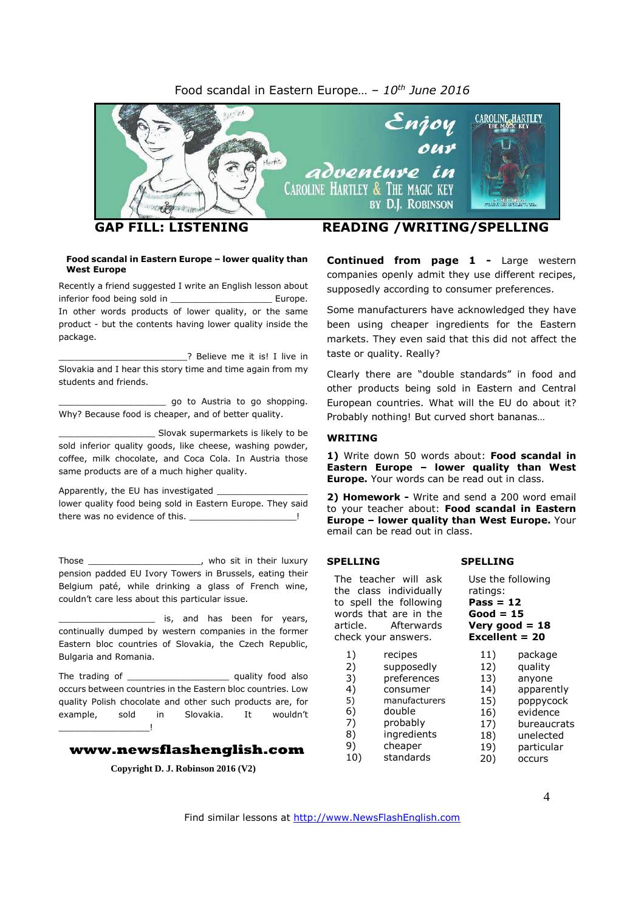GAP FILL: LISTENING

READING /WRITING/SPELLING

**Food scandal in Eastern Europe – lower quality than West Europe**

Recently a friend suggested I write an English lesson about inferior food being sold in ___________________ Europe. In other words products of lower quality, or the same product - but the contents having lower quality inside the package.

________________________? Believe me it is! I live in Slovakia and I hear this story time and time again from my students and friends.

____________________ go to Austria to go shopping. Why? Because food is cheaper, and of better quality.

__________________ Slovak supermarkets is likely to be sold inferior quality goods, like cheese, washing powder, coffee, milk chocolate, and Coca Cola. In Austria those same products are of a much higher quality.

Apparently, the EU has investigated _________________ lower quality food being sold in Eastern Europe. They said there was no evidence of this. ____________________!

Those _____________________, who sit in their luxury pension padded EU Ivory Towers in Brussels, eating their Belgium paté, while drinking a glass of French wine, couldn't care less about this particular issue.

__________________ is, and has been for years, continually dumped by western companies in the former Eastern bloc countries of Slovakia, the Czech Republic, Bulgaria and Romania.

The trading of ___________________ quality food also occurs between countries in the Eastern bloc countries. Low quality Polish chocolate and other such products are, for example, sold in Slovakia. It wouldn't _________________!

**www.newsflashenglish.com**

**Copyright D. J. Robinson 2016 (V2)**

**Continued from page 1 -** Large western companies openly admit they use different recipes, supposedly according to consumer preferences.

Some manufacturers have acknowledged they have been using cheaper ingredients for the Eastern markets. They even said that this did not affect the taste or quality. Really?

Clearly there are "double standards" in food and other products being sold in Eastern and Central European countries. What will the EU do about it? Probably nothing! But curved short bananas…

**WRITING**

**1)** Write down 50 words about: **Food scandal in Eastern Europe – lower quality than West Europe.** Your words can be read out in class.

**2) Homework -** Write and send a 200 word email to your teacher about: **Food scandal in Eastern Europe – lower quality than West Europe.** Your email can be read out in class.

**SPELLING**

The teacher will ask the class individually to spell the following words that are in the article. Afterwards check your answers.

**SPELLING**

Use the following ratings:
**Pass = 12**
**Good = 15**
**Very good = 18**
**Excellent = 20**

1) recipes
2) supposedly
3) preferences
4) consumer
5) manufacturers
6) double
7) probably
8) ingredients
9) cheaper
10) standards
11) package
12) quality
13) anyone
14) apparently
15) poppycock
16) evidence
17) bureaucrats
18) unelected
19) particular
20) occurs

Find similar lessons at http://www.NewsFlashEnglish.com